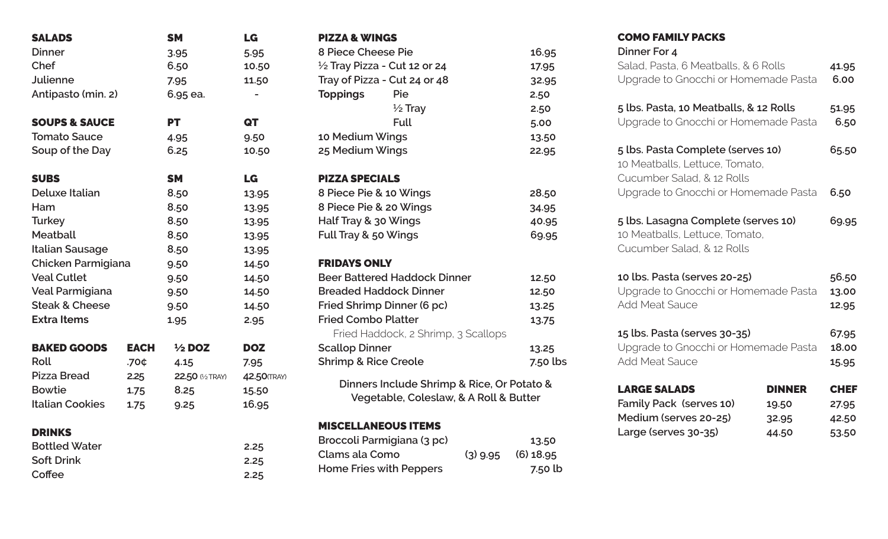## SALADS

| SALADS | SM | LG |
| --- | --- | --- |
| Dinner | 3.95 | 5.95 |
| Chef | 6.50 | 10.50 |
| Julienne | 7.95 | 11.50 |
| Antipasto (min. 2) | 6.95 ea. | - |

## SOUPS & SAUCE

| SOUPS & SAUCE | PT | QT |
| --- | --- | --- |
| Tomato Sauce | 4.95 | 9.50 |
| Soup of the Day | 6.25 | 10.50 |

## SUBS

| SUBS | SM | LG |
| --- | --- | --- |
| Deluxe Italian | 8.50 | 13.95 |
| Ham | 8.50 | 13.95 |
| Turkey | 8.50 | 13.95 |
| Meatball | 8.50 | 13.95 |
| Italian Sausage | 8.50 | 13.95 |
| Chicken Parmigiana | 9.50 | 14.50 |
| Veal Cutlet | 9.50 | 14.50 |
| Veal Parmigiana | 9.50 | 14.50 |
| Steak & Cheese | 9.50 | 14.50 |
| Extra Items | 1.95 | 2.95 |

## BAKED GOODS

| BAKED GOODS | EACH | ½ DOZ | DOZ |
| --- | --- | --- | --- |
| Roll | .70¢ | 4.15 | 7.95 |
| Pizza Bread | 2.25 | 22.50 (½ TRAY) | 42.50(TRAY) |
| Bowtie | 1.75 | 8.25 | 15.50 |
| Italian Cookies | 1.75 | 9.25 | 16.95 |

## DRINKS

| DRINKS | |
| --- | --- |
| Bottled Water | 2.25 |
| Soft Drink | 2.25 |
| Coffee | 2.25 |

## PIZZA & WINGS

| PIZZA & WINGS | | |
| --- | --- | --- |
| 8 Piece Cheese Pie | | 16.95 |
| ½ Tray Pizza - Cut 12 or 24 | | 17.95 |
| Tray of Pizza - Cut 24 or 48 | | 32.95 |
| Toppings | Pie | 2.50 |
| | ½ Tray | 2.50 |
| | Full | 5.00 |
| 10 Medium Wings | | 13.50 |
| 25 Medium Wings | | 22.95 |

## PIZZA SPECIALS

| PIZZA SPECIALS | |
| --- | --- |
| 8 Piece Pie & 10 Wings | 28.50 |
| 8 Piece Pie & 20 Wings | 34.95 |
| Half Tray & 30 Wings | 40.95 |
| Full Tray & 50 Wings | 69.95 |

## FRIDAYS ONLY

| FRIDAYS ONLY | |
| --- | --- |
| Beer Battered Haddock Dinner | 12.50 |
| Breaded Haddock Dinner | 12.50 |
| Fried Shrimp Dinner (6 pc) | 13.25 |
| Fried Combo Platter<br>Fried Haddock, 2 Shrimp, 3 Scallops | 13.75 |
| Scallop Dinner | 13.25 |
| Shrimp & Rice Creole | 7.50 lbs |

**Dinners Include Shrimp & Rice, Or Potato & Vegetable, Coleslaw, & A Roll & Butter**

## MISCELLANEOUS ITEMS

| MISCELLANEOUS ITEMS | | |
| --- | --- | --- |
| Broccoli Parmigiana (3 pc) | | 13.50 |
| Clams ala Como | (3) 9.95 | (6) 18.95 |
| Home Fries with Peppers | | 7.50 lb |

## COMO FAMILY PACKS

| COMO FAMILY PACKS | |
| --- | --- |
| **Dinner For 4**<br>Salad, Pasta, 6 Meatballs, & 6 Rolls | 41.95 |
| Upgrade to Gnocchi or Homemade Pasta | 6.00 |
| **5 lbs. Pasta, 10 Meatballs, & 12 Rolls** | 51.95 |
| Upgrade to Gnocchi or Homemade Pasta | 6.50 |
| **5 lbs. Pasta Complete (serves 10)**<br>10 Meatballs, Lettuce, Tomato, Cucumber Salad, & 12 Rolls | 65.50 |
| Upgrade to Gnocchi or Homemade Pasta | 6.50 |
| **5 lbs. Lasagna Complete (serves 10)**<br>10 Meatballs, Lettuce, Tomato, Cucumber Salad, & 12 Rolls | 69.95 |
| **10 lbs. Pasta (serves 20-25)** | 56.50 |
| Upgrade to Gnocchi or Homemade Pasta | 13.00 |
| Add Meat Sauce | 12.95 |
| **15 lbs. Pasta (serves 30-35)** | 67.95 |
| Upgrade to Gnocchi or Homemade Pasta | 18.00 |
| Add Meat Sauce | 15.95 |

## LARGE SALADS

| LARGE SALADS | DINNER | CHEF |
| --- | --- | --- |
| Family Pack (serves 10) | 19.50 | 27.95 |
| Medium (serves 20-25) | 32.95 | 42.50 |
| Large (serves 30-35) | 44.50 | 53.50 |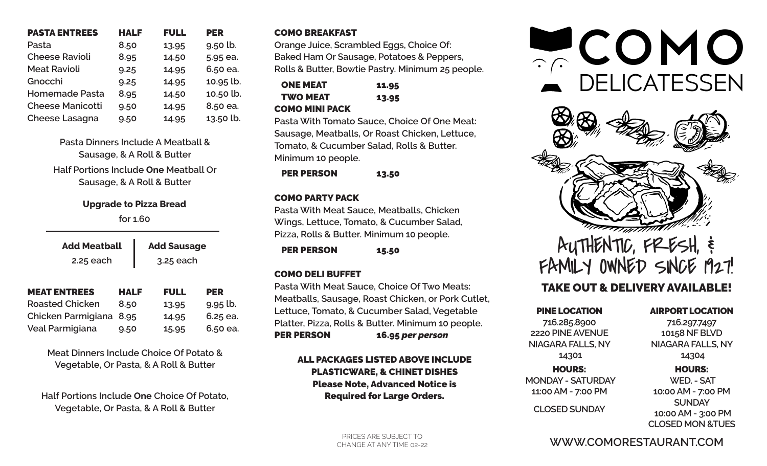| PASTA ENTREES | HALF | FULL | PER |
|---|---|---|---|
| Pasta | 8.50 | 13.95 | 9.50 lb. |
| Cheese Ravioli | 8.95 | 14.50 | 5.95 ea. |
| Meat Ravioli | 9.25 | 14.95 | 6.50 ea. |
| Gnocchi | 9.25 | 14.95 | 10.95 lb. |
| Homemade Pasta | 8.95 | 14.50 | 10.50 lb. |
| Cheese Manicotti | 9.50 | 14.95 | 8.50 ea. |
| Cheese Lasagna | 9.50 | 14.95 | 13.50 lb. |

Pasta Dinners Include A Meatball & Sausage, & A Roll & Butter

Half Portions Include **One** Meatball Or Sausage, & A Roll & Butter

**Upgrade to Pizza Bread**

for 1.60

| Add Meatball | Add Sausage |
|---|---|
| 2.25 each | 3.25 each |

| MEAT ENTREES | HALF | FULL | PER |
|---|---|---|---|
| Roasted Chicken | 8.50 | 13.95 | 9.95 lb. |
| Chicken Parmigiana | 8.95 | 14.95 | 6.25 ea. |
| Veal Parmigiana | 9.50 | 15.95 | 6.50 ea. |

Meat Dinners Include Choice Of Potato & Vegetable, Or Pasta, & A Roll & Butter

Half Portions Include **One** Choice Of Potato, Vegetable, Or Pasta, & A Roll & Butter

## COMO BREAKFAST

Orange Juice, Scrambled Eggs, Choice Of: Baked Ham Or Sausage, Potatoes & Peppers, Rolls & Butter, Bowtie Pastry. Minimum 25 people.

| | |
|---|---|
| ONE MEAT | 11.95 |
| TWO MEAT | 13.95 |

## COMO MINI PACK

Pasta With Tomato Sauce, Choice Of One Meat: Sausage, Meatballs, Or Roast Chicken, Lettuce, Tomato, & Cucumber Salad, Rolls & Butter. Minimum 10 people.

**PER PERSON** 13.50

## COMO PARTY PACK

Pasta With Meat Sauce, Meatballs, Chicken Wings, Lettuce, Tomato, & Cucumber Salad, Pizza, Rolls & Butter. Minimum 10 people.

**PER PERSON** 15.50

## COMO DELI BUFFET

Pasta With Meat Sauce, Choice Of Two Meats: Meatballs, Sausage, Roast Chicken, or Pork Cutlet, Lettuce, Tomato, & Cucumber Salad, Vegetable Platter, Pizza, Rolls & Butter. Minimum 10 people.

**PER PERSON** 16.95 *per person*

**ALL PACKAGES LISTED ABOVE INCLUDE PLASTICWARE, & CHINET DISHES**
**Please Note, Advanced Notice is Required for Large Orders.**

PRICES ARE SUBJECT TO CHANGE AT ANY TIME 02-22

# COMO DELICATESSEN

AUTHENTIC, FRESH, & FAMILY OWNED SINCE 1927!

**TAKE OUT & DELIVERY AVAILABLE!**

**PINE LOCATION**
716.285.8900
2220 PINE AVENUE
NIAGARA FALLS, NY
14301

**HOURS:**
MONDAY - SATURDAY
11:00 AM - 7:00 PM

CLOSED SUNDAY

**AIRPORT LOCATION**
716.297.7497
10158 NF BLVD
NIAGARA FALLS, NY
14304

**HOURS:**
WED. - SAT
10:00 AM - 7:00 PM
SUNDAY
10:00 AM - 3:00 PM
CLOSED MON &TUES

WWW.COMORESTAURANT.COM